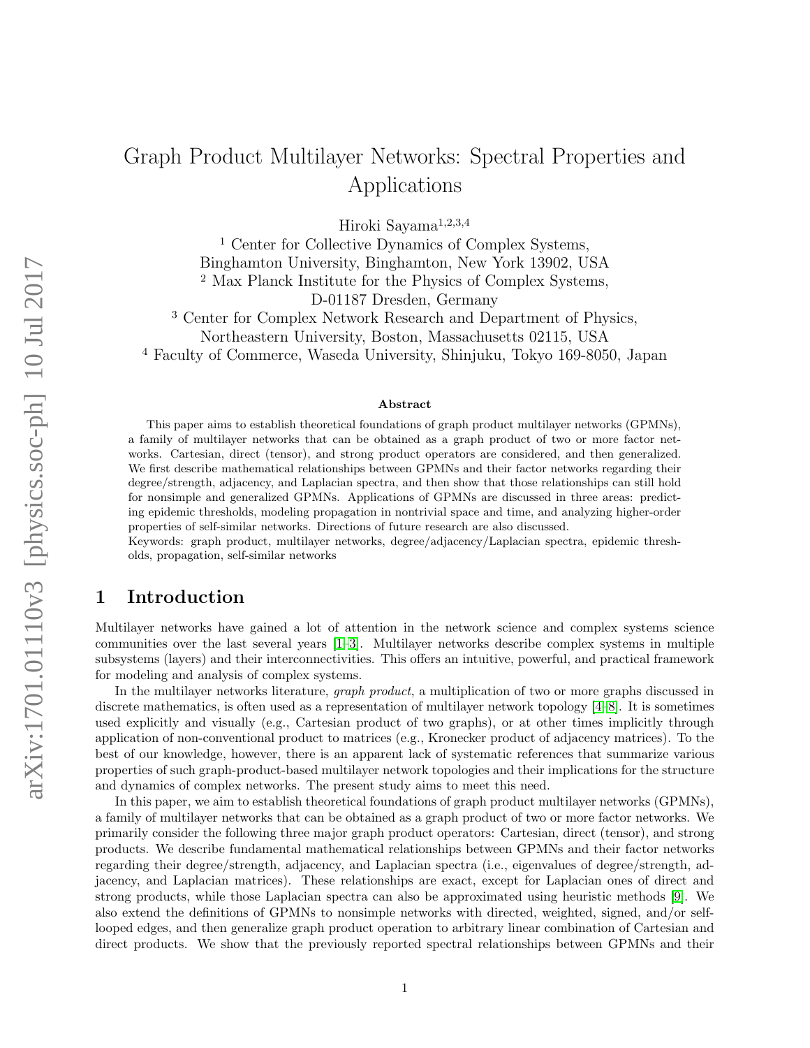# Graph Product Multilayer Networks: Spectral Properties and Applications

Hiroki Sayama[1,2,3,4]

[1] Center for Collective Dynamics of Complex Systems, Binghamton University, Binghamton, New York 13902, USA

[2] Max Planck Institute for the Physics of Complex Systems, D-01187 Dresden, Germany

[3] Center for Complex Network Research and Department of Physics, Northeastern University, Boston, Massachusetts 02115, USA

[4] Faculty of Commerce, Waseda University, Shinjuku, Tokyo 169-8050, Japan

### Abstract

This paper aims to establish theoretical foundations of graph product multilayer networks (GPMNs), a family of multilayer networks that can be obtained as a graph product of two or more factor networks. Cartesian, direct (tensor), and strong product operators are considered, and then generalized. We first describe mathematical relationships between GPMNs and their factor networks regarding their degree/strength, adjacency, and Laplacian spectra, and then show that those relationships can still hold for nonsimple and generalized GPMNs. Applications of GPMNs are discussed in three areas: predicting epidemic thresholds, modeling propagation in nontrivial space and time, and analyzing higher-order properties of self-similar networks. Directions of future research are also discussed.

Keywords: graph product, multilayer networks, degree/adjacency/Laplacian spectra, epidemic thresholds, propagation, self-similar networks

## 1 Introduction

Multilayer networks have gained a lot of attention in the network science and complex systems science communities over the last several years [1–3]. Multilayer networks describe complex systems in multiple subsystems (layers) and their interconnectivities. This offers an intuitive, powerful, and practical framework for modeling and analysis of complex systems.

In the multilayer networks literature, *graph product*, a multiplication of two or more graphs discussed in discrete mathematics, is often used as a representation of multilayer network topology [4–8]. It is sometimes used explicitly and visually (e.g., Cartesian product of two graphs), or at other times implicitly through application of non-conventional product to matrices (e.g., Kronecker product of adjacency matrices). To the best of our knowledge, however, there is an apparent lack of systematic references that summarize various properties of such graph-product-based multilayer network topologies and their implications for the structure and dynamics of complex networks. The present study aims to meet this need.

In this paper, we aim to establish theoretical foundations of graph product multilayer networks (GPMNs), a family of multilayer networks that can be obtained as a graph product of two or more factor networks. We primarily consider the following three major graph product operators: Cartesian, direct (tensor), and strong products. We describe fundamental mathematical relationships between GPMNs and their factor networks regarding their degree/strength, adjacency, and Laplacian spectra (i.e., eigenvalues of degree/strength, adjacency, and Laplacian matrices). These relationships are exact, except for Laplacian ones of direct and strong products, while those Laplacian spectra can also be approximated using heuristic methods [9]. We also extend the definitions of GPMNs to nonsimple networks with directed, weighted, signed, and/or self-looped edges, and then generalize graph product operation to arbitrary linear combination of Cartesian and direct products. We show that the previously reported spectral relationships between GPMNs and their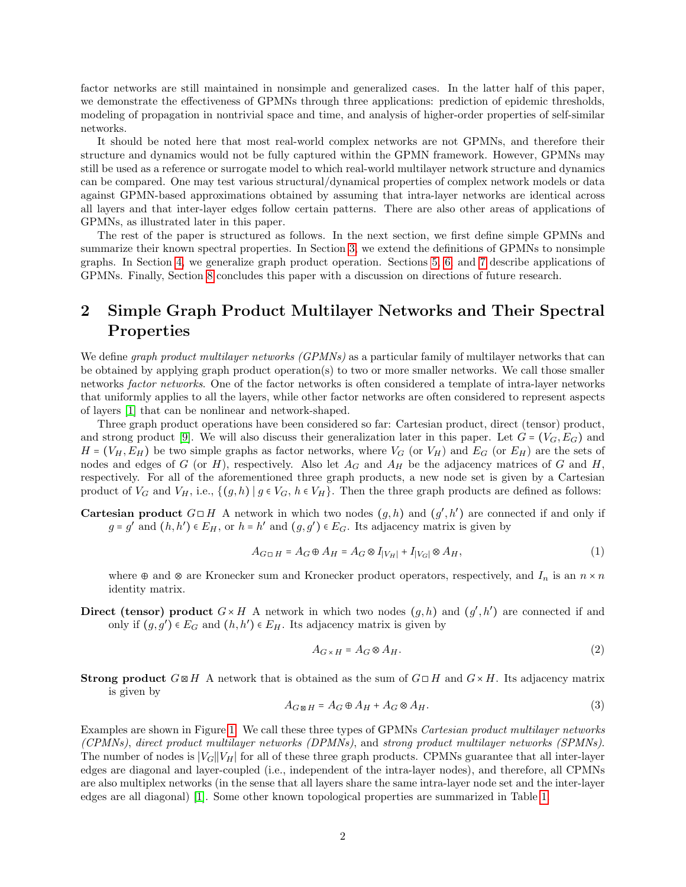factor networks are still maintained in nonsimple and generalized cases. In the latter half of this paper, we demonstrate the effectiveness of GPMNs through three applications: prediction of epidemic thresholds, modeling of propagation in nontrivial space and time, and analysis of higher-order properties of self-similar networks.

It should be noted here that most real-world complex networks are not GPMNs, and therefore their structure and dynamics would not be fully captured within the GPMN framework. However, GPMNs may still be used as a reference or surrogate model to which real-world multilayer network structure and dynamics can be compared. One may test various structural/dynamical properties of complex network models or data against GPMN-based approximations obtained by assuming that intra-layer networks are identical across all layers and that inter-layer edges follow certain patterns. There are also other areas of applications of GPMNs, as illustrated later in this paper.

The rest of the paper is structured as follows. In the next section, we first define simple GPMNs and summarize their known spectral properties. In Section 3, we extend the definitions of GPMNs to nonsimple graphs. In Section 4, we generalize graph product operation. Sections 5, 6, and 7 describe applications of GPMNs. Finally, Section 8 concludes this paper with a discussion on directions of future research.

## 2 Simple Graph Product Multilayer Networks and Their Spectral Properties

We define *graph product multilayer networks (GPMNs)* as a particular family of multilayer networks that can be obtained by applying graph product operation(s) to two or more smaller networks. We call those smaller networks *factor networks*. One of the factor networks is often considered a template of intra-layer networks that uniformly applies to all the layers, while other factor networks are often considered to represent aspects of layers [1] that can be nonlinear and network-shaped.

Three graph product operations have been considered so far: Cartesian product, direct (tensor) product, and strong product [9]. We will also discuss their generalization later in this paper. Let $G = (V_G, E_G)$ and $H = (V_H, E_H)$ be two simple graphs as factor networks, where $V_G$ (or $V_H$) and $E_G$ (or $E_H$) are the sets of nodes and edges of $G$ (or $H$), respectively. Also let $A_G$ and $A_H$ be the adjacency matrices of $G$ and $H$, respectively. For all of the aforementioned three graph products, a new node set is given by a Cartesian product of $V_G$ and $V_H$, i.e., $\{(g,h) \mid g \in V_G,\, h \in V_H\}$. Then the three graph products are defined as follows:

**Cartesian product** $G \,\square\, H$ A network in which two nodes $(g,h)$ and $(g',h')$ are connected if and only if $g = g'$ and $(h,h') \in E_H$, or $h = h'$ and $(g,g') \in E_G$. Its adjacency matrix is given by

$$A_{G \,\square\, H} = A_G \oplus A_H = A_G \otimes I_{|V_H|} + I_{|V_G|} \otimes A_H, \tag{1}$$

where $\oplus$ and $\otimes$ are Kronecker sum and Kronecker product operators, respectively, and $I_n$ is an $n \times n$ identity matrix.

**Direct (tensor) product** $G \times H$ A network in which two nodes $(g,h)$ and $(g',h')$ are connected if and only if $(g,g') \in E_G$ and $(h,h') \in E_H$. Its adjacency matrix is given by

$$A_{G \times H} = A_G \otimes A_H. \tag{2}$$

**Strong product** $G \boxtimes H$ A network that is obtained as the sum of $G \,\square\, H$ and $G \times H$. Its adjacency matrix is given by

$$A_{G \boxtimes H} = A_G \oplus A_H + A_G \otimes A_H. \tag{3}$$

Examples are shown in Figure 1. We call these three types of GPMNs *Cartesian product multilayer networks (CPMNs)*, *direct product multilayer networks (DPMNs)*, and *strong product multilayer networks (SPMNs)*. The number of nodes is $|V_G||V_H|$ for all of these three graph products. CPMNs guarantee that all inter-layer edges are diagonal and layer-coupled (i.e., independent of the intra-layer nodes), and therefore, all CPMNs are also multiplex networks (in the sense that all layers share the same intra-layer node set and the inter-layer edges are all diagonal) [1]. Some other known topological properties are summarized in Table 1.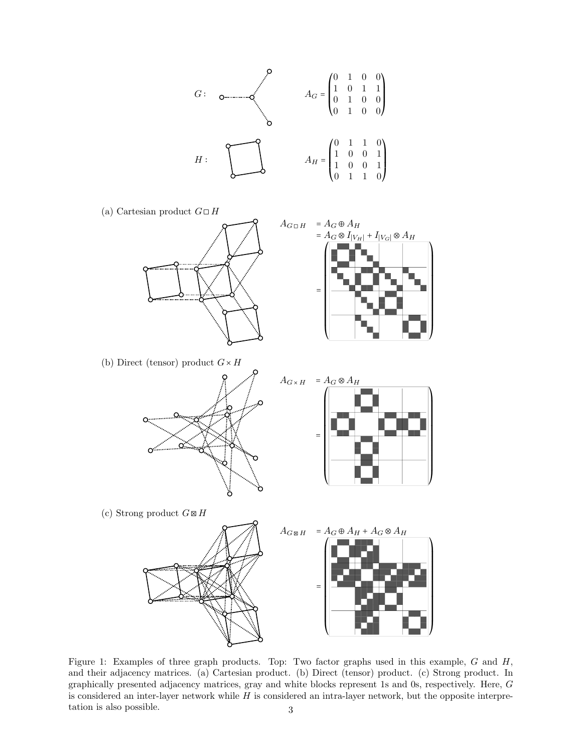$G$ :

$$A_G = \begin{pmatrix} 0 & 1 & 0 & 0 \\ 1 & 0 & 1 & 1 \\ 0 & 1 & 0 & 0 \\ 0 & 1 & 0 & 0 \end{pmatrix}$$

$H$ :

$$A_H = \begin{pmatrix} 0 & 1 & 1 & 0 \\ 1 & 0 & 0 & 1 \\ 1 & 0 & 0 & 1 \\ 0 & 1 & 1 & 0 \end{pmatrix}$$

(a) Cartesian product $G \,\square\, H$

$$A_{G \square H} = A_G \oplus A_H = A_G \otimes I_{|V_H|} + I_{|V_G|} \otimes A_H$$

(b) Direct (tensor) product $G \times H$

$$A_{G \times H} = A_G \otimes A_H$$

(c) Strong product $G \boxtimes H$

$$A_{G \boxtimes H} = A_G \oplus A_H + A_G \otimes A_H$$

Figure 1: Examples of three graph products. Top: Two factor graphs used in this example, $G$ and $H$, and their adjacency matrices. (a) Cartesian product. (b) Direct (tensor) product. (c) Strong product. In graphically presented adjacency matrices, gray and white blocks represent 1s and 0s, respectively. Here, $G$ is considered an inter-layer network while $H$ is considered an intra-layer network, but the opposite interpretation is also possible.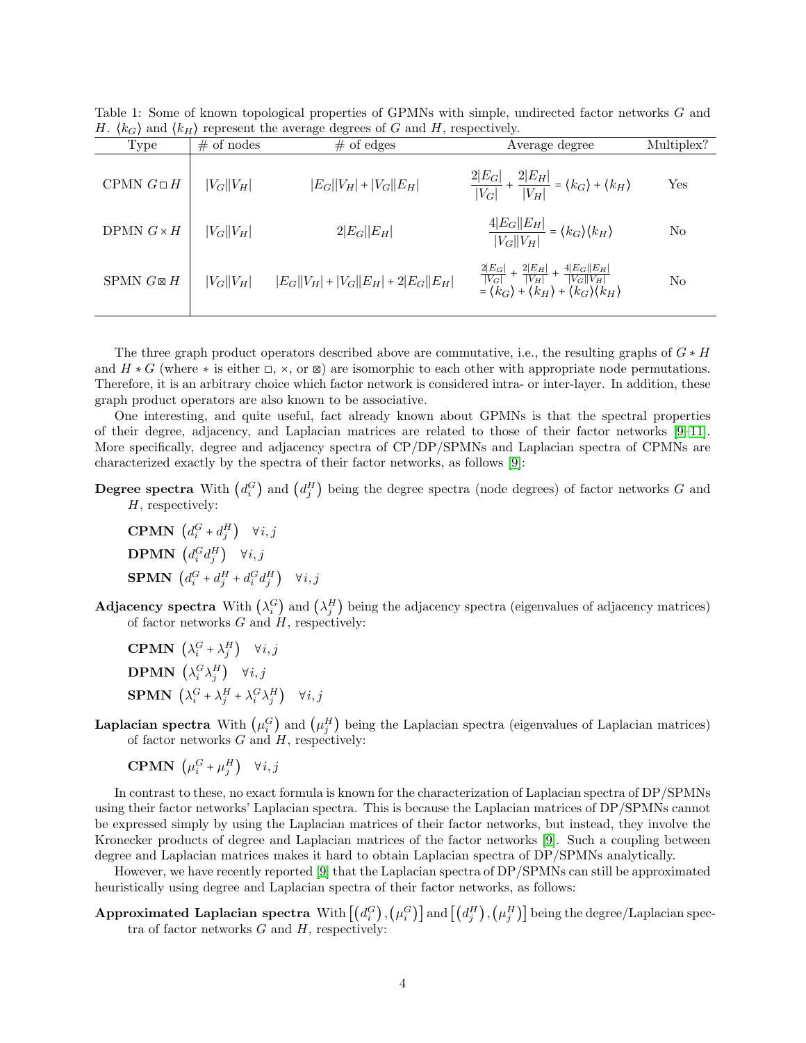Table 1: Some of known topological properties of GPMNs with simple, undirected factor networks $G$ and $H$. $\langle k_G \rangle$ and $\langle k_H \rangle$ represent the average degrees of $G$ and $H$, respectively.

| Type | # of nodes | # of edges | Average degree | Multiplex? |
|---|---|---|---|---|
| CPMN $G \square H$ | $\lvert V_G\rvert\lvert V_H\rvert$ | $\lvert E_G\rvert\lvert V_H\rvert + \lvert V_G\rvert\lvert E_H\rvert$ | $\frac{2\lvert E_G\rvert}{\lvert V_G\rvert} + \frac{2\lvert E_H\rvert}{\lvert V_H\rvert} = \langle k_G \rangle + \langle k_H \rangle$ | Yes |
| DPMN $G \times H$ | $\lvert V_G\rvert\lvert V_H\rvert$ | $2\lvert E_G\rvert\lvert E_H\rvert$ | $\frac{4\lvert E_G\rvert\lvert E_H\rvert}{\lvert V_G\rvert\lvert V_H\rvert} = \langle k_G \rangle \langle k_H \rangle$ | No |
| SPMN $G \boxtimes H$ | $\lvert V_G\rvert\lvert V_H\rvert$ | $\lvert E_G\rvert\lvert V_H\rvert + \lvert V_G\rvert\lvert E_H\rvert + 2\lvert E_G\rvert\lvert E_H\rvert$ | $\frac{2\lvert E_G\rvert}{\lvert V_G\rvert} + \frac{2\lvert E_H\rvert}{\lvert V_H\rvert} + \frac{4\lvert E_G\rvert\lvert E_H\rvert}{\lvert V_G\rvert\lvert V_H\rvert} = \langle k_G \rangle + \langle k_H \rangle + \langle k_G \rangle \langle k_H \rangle$ | No |

The three graph product operators described above are commutative, i.e., the resulting graphs of $G * H$ and $H * G$ (where $*$ is either $\square$, $\times$, or $\boxtimes$) are isomorphic to each other with appropriate node permutations. Therefore, it is an arbitrary choice which factor network is considered intra- or inter-layer. In addition, these graph product operators are also known to be associative.

One interesting, and quite useful, fact already known about GPMNs is that the spectral properties of their degree, adjacency, and Laplacian matrices are related to those of their factor networks [9–11]. More specifically, degree and adjacency spectra of CP/DP/SPMNs and Laplacian spectra of CPMNs are characterized exactly by the spectra of their factor networks, as follows [9]:

**Degree spectra** With $\left(d_i^G\right)$ and $\left(d_j^H\right)$ being the degree spectra (node degrees) of factor networks $G$ and $H$, respectively:

- **CPMN** $\left(d_i^G + d_j^H\right) \quad \forall i, j$
- **DPMN** $\left(d_i^G d_j^H\right) \quad \forall i, j$
- **SPMN** $\left(d_i^G + d_j^H + d_i^G d_j^H\right) \quad \forall i, j$

**Adjacency spectra** With $\left(\lambda_i^G\right)$ and $\left(\lambda_j^H\right)$ being the adjacency spectra (eigenvalues of adjacency matrices) of factor networks $G$ and $H$, respectively:

- **CPMN** $\left(\lambda_i^G + \lambda_j^H\right) \quad \forall i, j$
- **DPMN** $\left(\lambda_i^G \lambda_j^H\right) \quad \forall i, j$
- **SPMN** $\left(\lambda_i^G + \lambda_j^H + \lambda_i^G \lambda_j^H\right) \quad \forall i, j$

**Laplacian spectra** With $\left(\mu_i^G\right)$ and $\left(\mu_j^H\right)$ being the Laplacian spectra (eigenvalues of Laplacian matrices) of factor networks $G$ and $H$, respectively:

- **CPMN** $\left(\mu_i^G + \mu_j^H\right) \quad \forall i, j$

In contrast to these, no exact formula is known for the characterization of Laplacian spectra of DP/SPMNs using their factor networks' Laplacian spectra. This is because the Laplacian matrices of DP/SPMNs cannot be expressed simply by using the Laplacian matrices of their factor networks, but instead, they involve the Kronecker products of degree and Laplacian matrices of the factor networks [9]. Such a coupling between degree and Laplacian matrices makes it hard to obtain Laplacian spectra of DP/SPMNs analytically.

However, we have recently reported [9] that the Laplacian spectra of DP/SPMNs can still be approximated heuristically using degree and Laplacian spectra of their factor networks, as follows:

**Approximated Laplacian spectra** With $\left[\left(d_i^G\right), \left(\mu_i^G\right)\right]$ and $\left[\left(d_j^H\right), \left(\mu_j^H\right)\right]$ being the degree/Laplacian spectra of factor networks $G$ and $H$, respectively: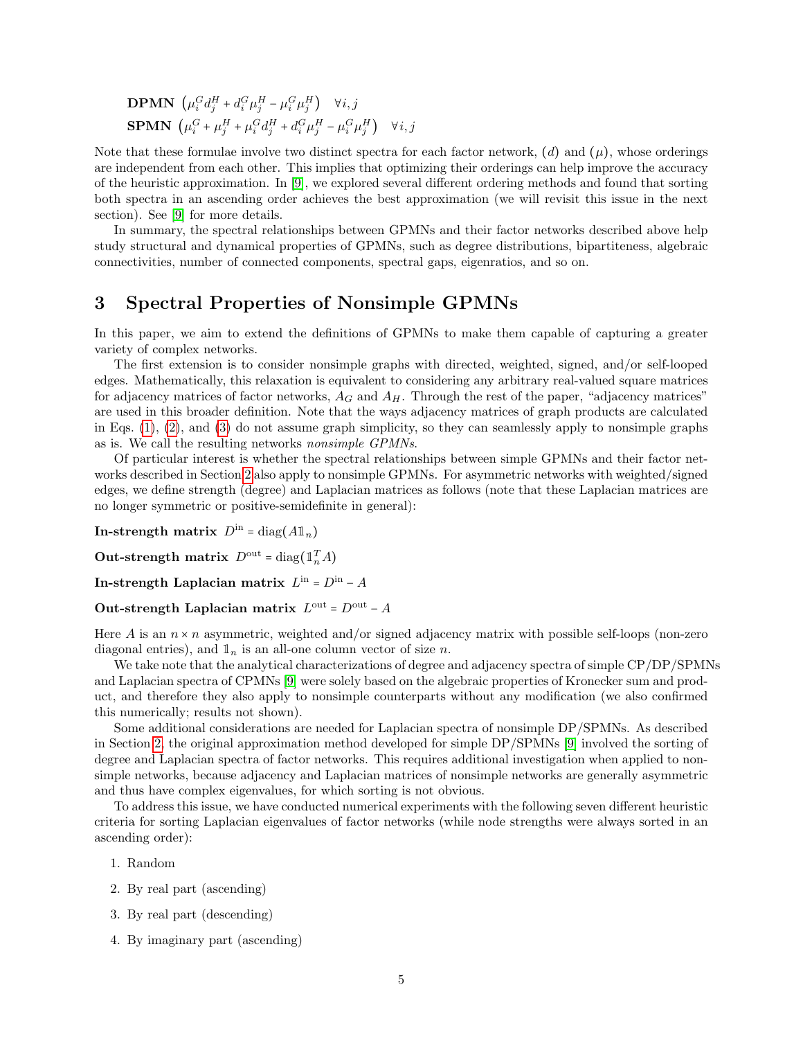**DPMN** $\left(\mu_i^G d_j^H + d_i^G \mu_j^H - \mu_i^G \mu_j^H\right) \quad \forall i, j$

**SPMN** $\left(\mu_i^G + \mu_j^H + \mu_i^G d_j^H + d_i^G \mu_j^H - \mu_i^G \mu_j^H\right) \quad \forall i, j$

Note that these formulae involve two distinct spectra for each factor network, $(d)$ and $(\mu)$, whose orderings are independent from each other. This implies that optimizing their orderings can help improve the accuracy of the heuristic approximation. In [9], we explored several different ordering methods and found that sorting both spectra in an ascending order achieves the best approximation (we will revisit this issue in the next section). See [9] for more details.

In summary, the spectral relationships between GPMNs and their factor networks described above help study structural and dynamical properties of GPMNs, such as degree distributions, bipartiteness, algebraic connectivities, number of connected components, spectral gaps, eigenratios, and so on.

## 3 Spectral Properties of Nonsimple GPMNs

In this paper, we aim to extend the definitions of GPMNs to make them capable of capturing a greater variety of complex networks.

The first extension is to consider nonsimple graphs with directed, weighted, signed, and/or self-looped edges. Mathematically, this relaxation is equivalent to considering any arbitrary real-valued square matrices for adjacency matrices of factor networks, $A_G$ and $A_H$. Through the rest of the paper, "adjacency matrices" are used in this broader definition. Note that the ways adjacency matrices of graph products are calculated in Eqs. (1), (2), and (3) do not assume graph simplicity, so they can seamlessly apply to nonsimple graphs as is. We call the resulting networks *nonsimple GPMNs*.

Of particular interest is whether the spectral relationships between simple GPMNs and their factor networks described in Section 2 also apply to nonsimple GPMNs. For asymmetric networks with weighted/signed edges, we define strength (degree) and Laplacian matrices as follows (note that these Laplacian matrices are no longer symmetric or positive-semidefinite in general):

**In-strength matrix** $D^{\text{in}} = \text{diag}(A\mathbb{1}_n)$

**Out-strength matrix** $D^{\text{out}} = \text{diag}(\mathbb{1}_n^T A)$

**In-strength Laplacian matrix** $L^{\text{in}} = D^{\text{in}} - A$

**Out-strength Laplacian matrix** $L^{\text{out}} = D^{\text{out}} - A$

Here $A$ is an $n \times n$ asymmetric, weighted and/or signed adjacency matrix with possible self-loops (non-zero diagonal entries), and $\mathbb{1}_n$ is an all-one column vector of size $n$.

We take note that the analytical characterizations of degree and adjacency spectra of simple CP/DP/SPMNs and Laplacian spectra of CPMNs [9] were solely based on the algebraic properties of Kronecker sum and product, and therefore they also apply to nonsimple counterparts without any modification (we also confirmed this numerically; results not shown).

Some additional considerations are needed for Laplacian spectra of nonsimple DP/SPMNs. As described in Section 2, the original approximation method developed for simple DP/SPMNs [9] involved the sorting of degree and Laplacian spectra of factor networks. This requires additional investigation when applied to nonsimple networks, because adjacency and Laplacian matrices of nonsimple networks are generally asymmetric and thus have complex eigenvalues, for which sorting is not obvious.

To address this issue, we have conducted numerical experiments with the following seven different heuristic criteria for sorting Laplacian eigenvalues of factor networks (while node strengths were always sorted in an ascending order):

1. Random
2. By real part (ascending)
3. By real part (descending)
4. By imaginary part (ascending)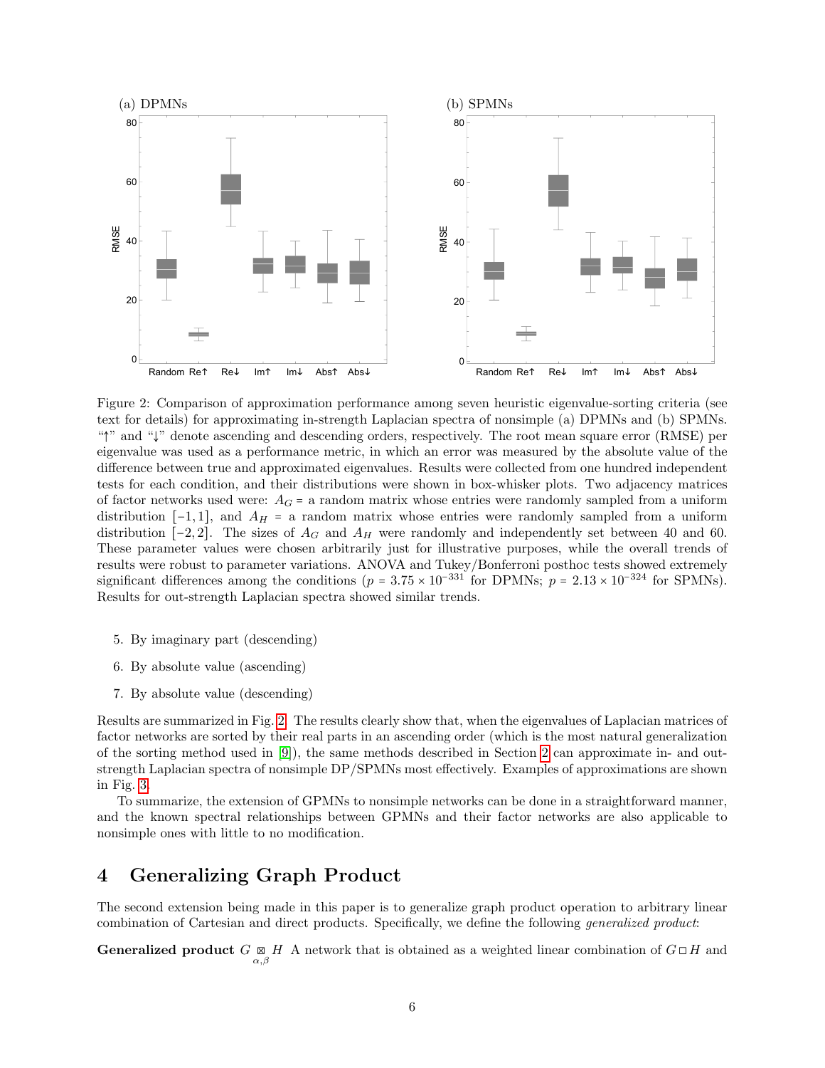Figure 2: Comparison of approximation performance among seven heuristic eigenvalue-sorting criteria (see text for details) for approximating in-strength Laplacian spectra of nonsimple (a) DPMNs and (b) SPMNs. "↑" and "↓" denote ascending and descending orders, respectively. The root mean square error (RMSE) per eigenvalue was used as a performance metric, in which an error was measured by the absolute value of the difference between true and approximated eigenvalues. Results were collected from one hundred independent tests for each condition, and their distributions were shown in box-whisker plots. Two adjacency matrices of factor networks used were: $A_G$ = a random matrix whose entries were randomly sampled from a uniform distribution $[-1, 1]$, and $A_H$ = a random matrix whose entries were randomly sampled from a uniform distribution $[-2, 2]$. The sizes of $A_G$ and $A_H$ were randomly and independently set between 40 and 60. These parameter values were chosen arbitrarily just for illustrative purposes, while the overall trends of results were robust to parameter variations. ANOVA and Tukey/Bonferroni posthoc tests showed extremely significant differences among the conditions ($p = 3.75 \times 10^{-331}$ for DPMNs; $p = 2.13 \times 10^{-324}$ for SPMNs). Results for out-strength Laplacian spectra showed similar trends.

5. By imaginary part (descending)
6. By absolute value (ascending)
7. By absolute value (descending)

Results are summarized in Fig. 2. The results clearly show that, when the eigenvalues of Laplacian matrices of factor networks are sorted by their real parts in an ascending order (which is the most natural generalization of the sorting method used in [9]), the same methods described in Section 2 can approximate in- and out-strength Laplacian spectra of nonsimple DP/SPMNs most effectively. Examples of approximations are shown in Fig. 3.

To summarize, the extension of GPMNs to nonsimple networks can be done in a straightforward manner, and the known spectral relationships between GPMNs and their factor networks are also applicable to nonsimple ones with little to no modification.

# 4 Generalizing Graph Product

The second extension being made in this paper is to generalize graph product operation to arbitrary linear combination of Cartesian and direct products. Specifically, we define the following *generalized product*:

**Generalized product** $G \underset{\alpha,\beta}{\boxtimes} H$ A network that is obtained as a weighted linear combination of $G \square H$ and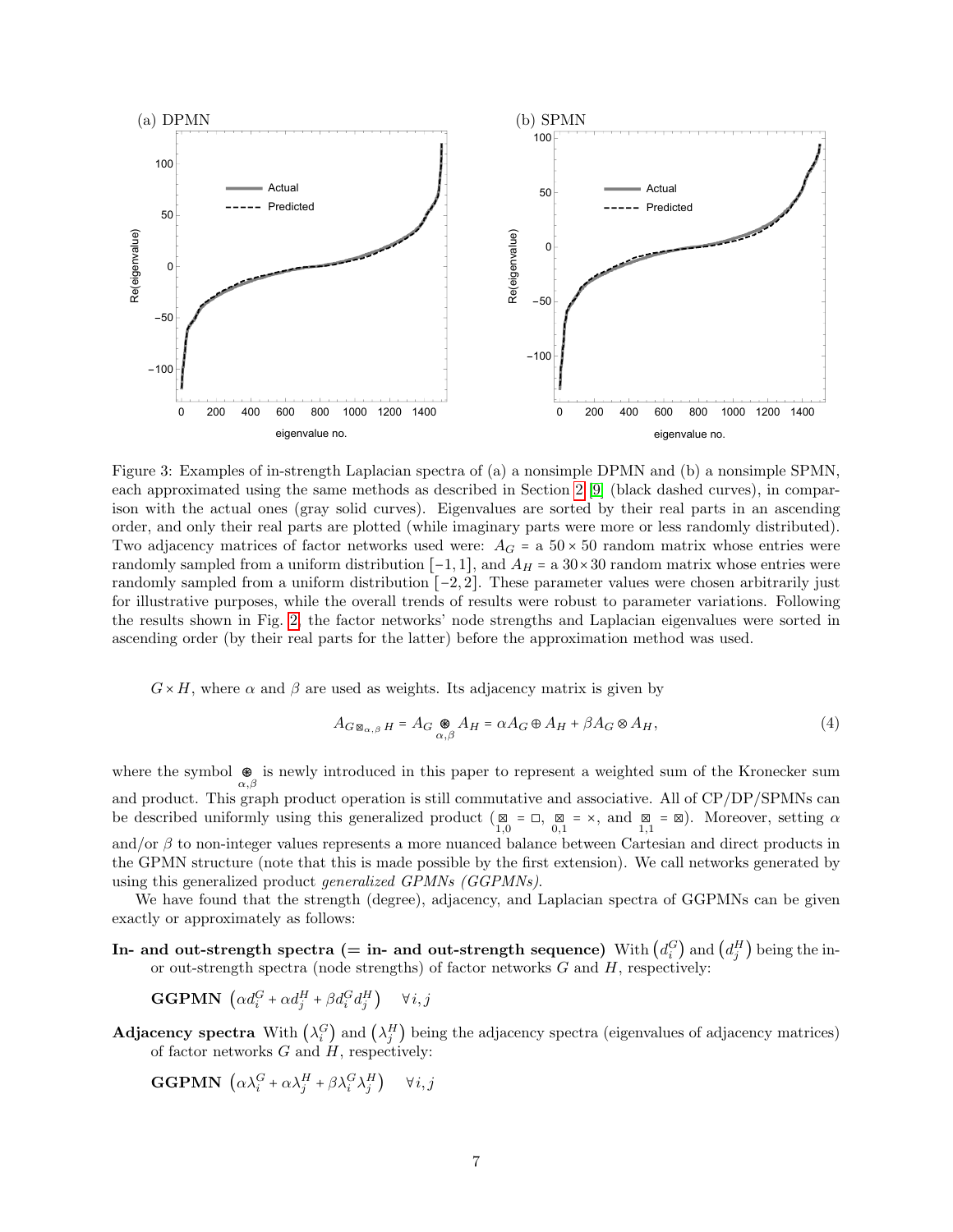Figure 3: Examples of in-strength Laplacian spectra of (a) a nonsimple DPMN and (b) a nonsimple SPMN, each approximated using the same methods as described in Section 2 [9] (black dashed curves), in comparison with the actual ones (gray solid curves). Eigenvalues are sorted by their real parts in an ascending order, and only their real parts are plotted (while imaginary parts were more or less randomly distributed). Two adjacency matrices of factor networks used were: $A_G$ = a $50 \times 50$ random matrix whose entries were randomly sampled from a uniform distribution $[-1, 1]$, and $A_H$ = a $30 \times 30$ random matrix whose entries were randomly sampled from a uniform distribution $[-2, 2]$. These parameter values were chosen arbitrarily just for illustrative purposes, while the overall trends of results were robust to parameter variations. Following the results shown in Fig. 2, the factor networks' node strengths and Laplacian eigenvalues were sorted in ascending order (by their real parts for the latter) before the approximation method was used.

$G \times H$, where $\alpha$ and $\beta$ are used as weights. Its adjacency matrix is given by

$$A_{G \boxtimes_{\alpha,\beta} H} = A_G \underset{\alpha,\beta}{\circledast} A_H = \alpha A_G \oplus A_H + \beta A_G \otimes A_H, \tag{4}$$

where the symbol $\underset{\alpha,\beta}{\circledast}$ is newly introduced in this paper to represent a weighted sum of the Kronecker sum and product. This graph product operation is still commutative and associative. All of CP/DP/SPMNs can be described uniformly using this generalized product ($\underset{1,0}{\boxtimes} = \square$, $\underset{0,1}{\boxtimes} = \times$, and $\underset{1,1}{\boxtimes} = \boxtimes$). Moreover, setting $\alpha$ and/or $\beta$ to non-integer values represents a more nuanced balance between Cartesian and direct products in the GPMN structure (note that this is made possible by the first extension). We call networks generated by using this generalized product *generalized GPMNs (GGPMNs)*.

We have found that the strength (degree), adjacency, and Laplacian spectra of GGPMNs can be given exactly or approximately as follows:

**In- and out-strength spectra (= in- and out-strength sequence)** With $\left(d_i^G\right)$ and $\left(d_j^H\right)$ being the in- or out-strength spectra (node strengths) of factor networks $G$ and $H$, respectively:

**GGPMN** $\left(\alpha d_i^G + \alpha d_j^H + \beta d_i^G d_j^H\right) \quad \forall i, j$

**Adjacency spectra** With $\left(\lambda_i^G\right)$ and $\left(\lambda_j^H\right)$ being the adjacency spectra (eigenvalues of adjacency matrices) of factor networks $G$ and $H$, respectively:

**GGPMN** $\left(\alpha \lambda_i^G + \alpha \lambda_j^H + \beta \lambda_i^G \lambda_j^H\right) \quad \forall i, j$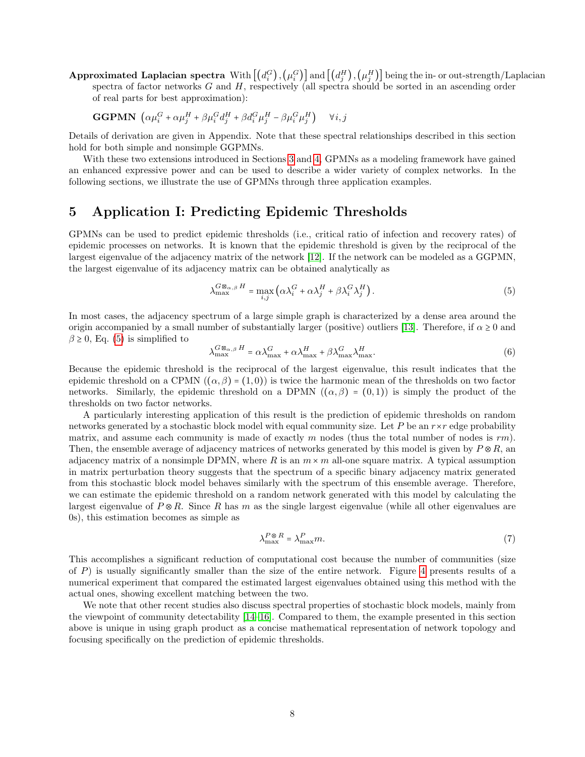**Approximated Laplacian spectra** With $\left[\left(d_i^G\right), \left(\mu_i^G\right)\right]$ and $\left[\left(d_j^H\right), \left(\mu_j^H\right)\right]$ being the in- or out-strength/Laplacian spectra of factor networks $G$ and $H$, respectively (all spectra should be sorted in an ascending order of real parts for best approximation):

**GGPMN** $\left(\alpha\mu_i^G + \alpha\mu_j^H + \beta\mu_i^G d_j^H + \beta d_i^G \mu_j^H - \beta\mu_i^G \mu_j^H\right) \quad \forall i, j$

Details of derivation are given in Appendix. Note that these spectral relationships described in this section hold for both simple and nonsimple GGPMNs.

With these two extensions introduced in Sections 3 and 4, GPMNs as a modeling framework have gained an enhanced expressive power and can be used to describe a wider variety of complex networks. In the following sections, we illustrate the use of GPMNs through three application examples.

## 5 Application I: Predicting Epidemic Thresholds

GPMNs can be used to predict epidemic thresholds (i.e., critical ratio of infection and recovery rates) of epidemic processes on networks. It is known that the epidemic threshold is given by the reciprocal of the largest eigenvalue of the adjacency matrix of the network [12]. If the network can be modeled as a GGPMN, the largest eigenvalue of its adjacency matrix can be obtained analytically as

$$\lambda_{\max}^{G \boxtimes_{\alpha,\beta} H} = \max_{i,j} \left(\alpha\lambda_i^G + \alpha\lambda_j^H + \beta\lambda_i^G \lambda_j^H\right). \tag{5}$$

In most cases, the adjacency spectrum of a large simple graph is characterized by a dense area around the origin accompanied by a small number of substantially larger (positive) outliers [13]. Therefore, if $\alpha \geq 0$ and $\beta \geq 0$, Eq. (5) is simplified to

$$\lambda_{\max}^{G \boxtimes_{\alpha,\beta} H} = \alpha\lambda_{\max}^G + \alpha\lambda_{\max}^H + \beta\lambda_{\max}^G \lambda_{\max}^H. \tag{6}$$

Because the epidemic threshold is the reciprocal of the largest eigenvalue, this result indicates that the epidemic threshold on a CPMN ($(\alpha, \beta) = (1, 0)$) is twice the harmonic mean of the thresholds on two factor networks. Similarly, the epidemic threshold on a DPMN ($(\alpha, \beta) = (0, 1)$) is simply the product of the thresholds on two factor networks.

A particularly interesting application of this result is the prediction of epidemic thresholds on random networks generated by a stochastic block model with equal community size. Let $P$ be an $r \times r$ edge probability matrix, and assume each community is made of exactly $m$ nodes (thus the total number of nodes is $rm$). Then, the ensemble average of adjacency matrices of networks generated by this model is given by $P \otimes R$, an adjacency matrix of a nonsimple DPMN, where $R$ is an $m \times m$ all-one square matrix. A typical assumption in matrix perturbation theory suggests that the spectrum of a specific binary adjacency matrix generated from this stochastic block model behaves similarly with the spectrum of this ensemble average. Therefore, we can estimate the epidemic threshold on a random network generated with this model by calculating the largest eigenvalue of $P \otimes R$. Since $R$ has $m$ as the single largest eigenvalue (while all other eigenvalues are 0s), this estimation becomes as simple as

$$\lambda_{\max}^{P \otimes R} = \lambda_{\max}^P m. \tag{7}$$

This accomplishes a significant reduction of computational cost because the number of communities (size of $P$) is usually significantly smaller than the size of the entire network. Figure 4 presents results of a numerical experiment that compared the estimated largest eigenvalues obtained using this method with the actual ones, showing excellent matching between the two.

We note that other recent studies also discuss spectral properties of stochastic block models, mainly from the viewpoint of community detectability [14–16]. Compared to them, the example presented in this section above is unique in using graph product as a concise mathematical representation of network topology and focusing specifically on the prediction of epidemic thresholds.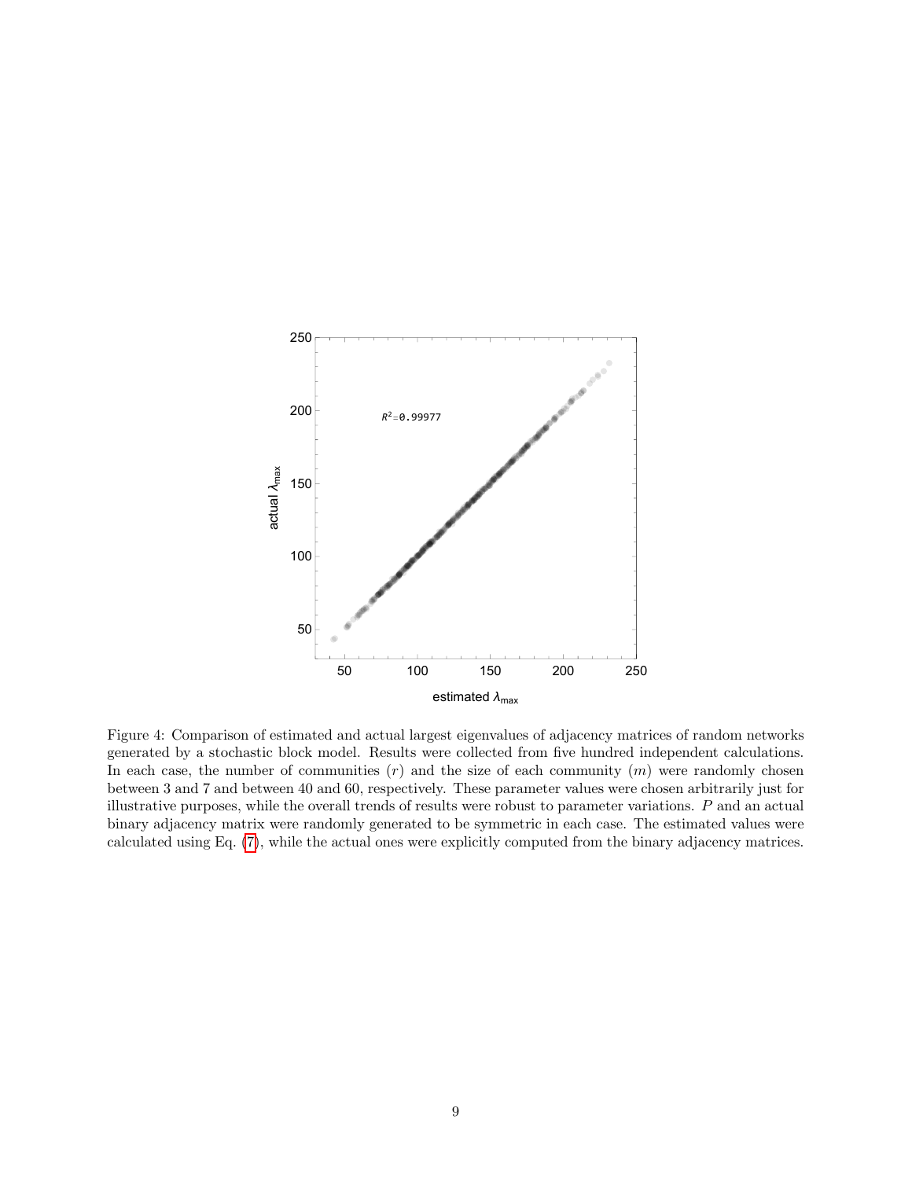Figure 4: Comparison of estimated and actual largest eigenvalues of adjacency matrices of random networks generated by a stochastic block model. Results were collected from five hundred independent calculations. In each case, the number of communities ($r$) and the size of each community ($m$) were randomly chosen between 3 and 7 and between 40 and 60, respectively. These parameter values were chosen arbitrarily just for illustrative purposes, while the overall trends of results were robust to parameter variations. $P$ and an actual binary adjacency matrix were randomly generated to be symmetric in each case. The estimated values were calculated using Eq. (7), while the actual ones were explicitly computed from the binary adjacency matrices.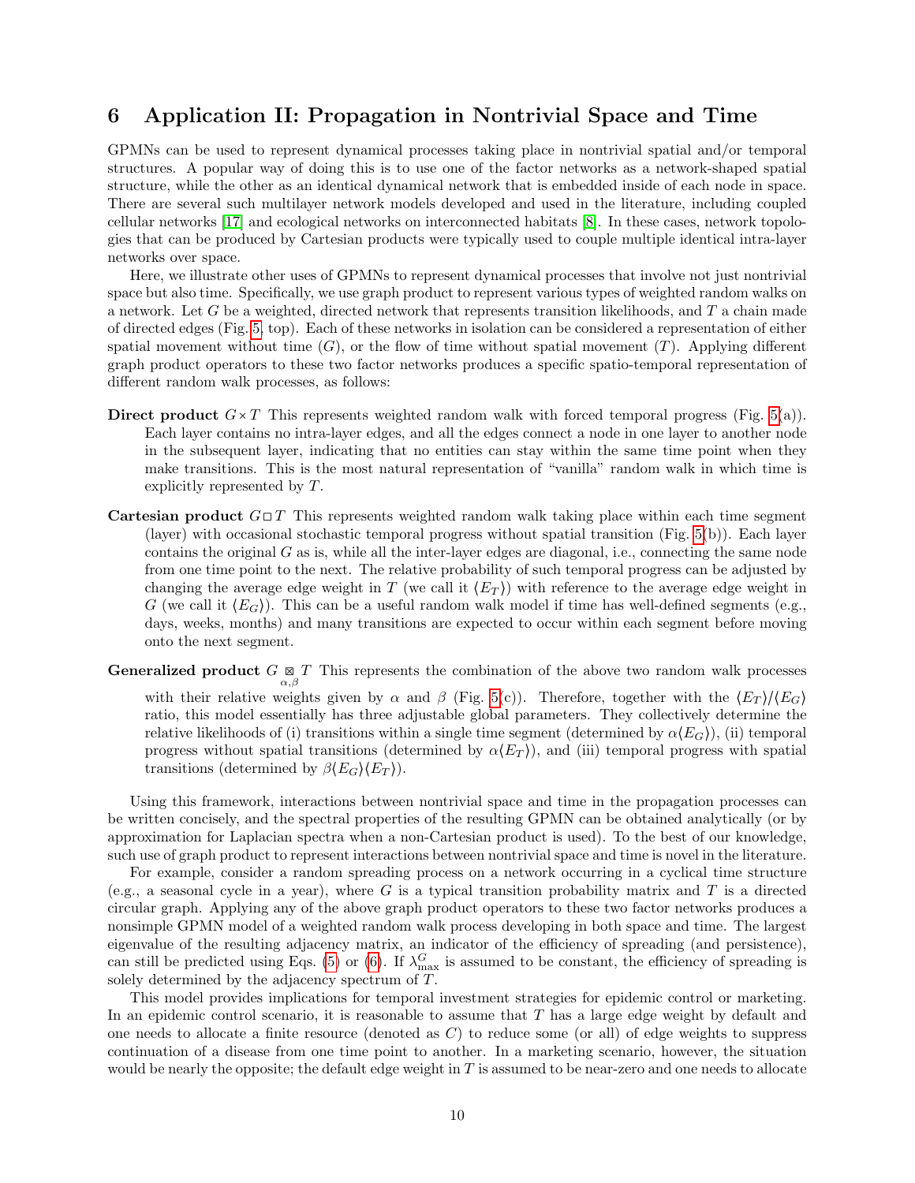## 6 Application II: Propagation in Nontrivial Space and Time

GPMNs can be used to represent dynamical processes taking place in nontrivial spatial and/or temporal structures. A popular way of doing this is to use one of the factor networks as a network-shaped spatial structure, while the other as an identical dynamical network that is embedded inside of each node in space. There are several such multilayer network models developed and used in the literature, including coupled cellular networks [17] and ecological networks on interconnected habitats [8]. In these cases, network topologies that can be produced by Cartesian products were typically used to couple multiple identical intra-layer networks over space.

Here, we illustrate other uses of GPMNs to represent dynamical processes that involve not just nontrivial space but also time. Specifically, we use graph product to represent various types of weighted random walks on a network. Let $G$ be a weighted, directed network that represents transition likelihoods, and $T$ a chain made of directed edges (Fig. 5, top). Each of these networks in isolation can be considered a representation of either spatial movement without time ($G$), or the flow of time without spatial movement ($T$). Applying different graph product operators to these two factor networks produces a specific spatio-temporal representation of different random walk processes, as follows:

**Direct product** $G \times T$ This represents weighted random walk with forced temporal progress (Fig. 5(a)). Each layer contains no intra-layer edges, and all the edges connect a node in one layer to another node in the subsequent layer, indicating that no entities can stay within the same time point when they make transitions. This is the most natural representation of "vanilla" random walk in which time is explicitly represented by $T$.

**Cartesian product** $G \,\square\, T$ This represents weighted random walk taking place within each time segment (layer) with occasional stochastic temporal progress without spatial transition (Fig. 5(b)). Each layer contains the original $G$ as is, while all the inter-layer edges are diagonal, i.e., connecting the same node from one time point to the next. The relative probability of such temporal progress can be adjusted by changing the average edge weight in $T$ (we call it $\langle E_T \rangle$) with reference to the average edge weight in $G$ (we call it $\langle E_G \rangle$). This can be a useful random walk model if time has well-defined segments (e.g., days, weeks, months) and many transitions are expected to occur within each segment before moving onto the next segment.

**Generalized product** $G \underset{\alpha,\beta}{\boxtimes} T$ This represents the combination of the above two random walk processes with their relative weights given by $\alpha$ and $\beta$ (Fig. 5(c)). Therefore, together with the $\langle E_T \rangle / \langle E_G \rangle$ ratio, this model essentially has three adjustable global parameters. They collectively determine the relative likelihoods of (i) transitions within a single time segment (determined by $\alpha \langle E_G \rangle$), (ii) temporal progress without spatial transitions (determined by $\alpha \langle E_T \rangle$), and (iii) temporal progress with spatial transitions (determined by $\beta \langle E_G \rangle \langle E_T \rangle$).

Using this framework, interactions between nontrivial space and time in the propagation processes can be written concisely, and the spectral properties of the resulting GPMN can be obtained analytically (or by approximation for Laplacian spectra when a non-Cartesian product is used). To the best of our knowledge, such use of graph product to represent interactions between nontrivial space and time is novel in the literature.

For example, consider a random spreading process on a network occurring in a cyclical time structure (e.g., a seasonal cycle in a year), where $G$ is a typical transition probability matrix and $T$ is a directed circular graph. Applying any of the above graph product operators to these two factor networks produces a nonsimple GPMN model of a weighted random walk process developing in both space and time. The largest eigenvalue of the resulting adjacency matrix, an indicator of the efficiency of spreading (and persistence), can still be predicted using Eqs. (5) or (6). If $\lambda^G_{\max}$ is assumed to be constant, the efficiency of spreading is solely determined by the adjacency spectrum of $T$.

This model provides implications for temporal investment strategies for epidemic control or marketing. In an epidemic control scenario, it is reasonable to assume that $T$ has a large edge weight by default and one needs to allocate a finite resource (denoted as $C$) to reduce some (or all) of edge weights to suppress continuation of a disease from one time point to another. In a marketing scenario, however, the situation would be nearly the opposite; the default edge weight in $T$ is assumed to be near-zero and one needs to allocate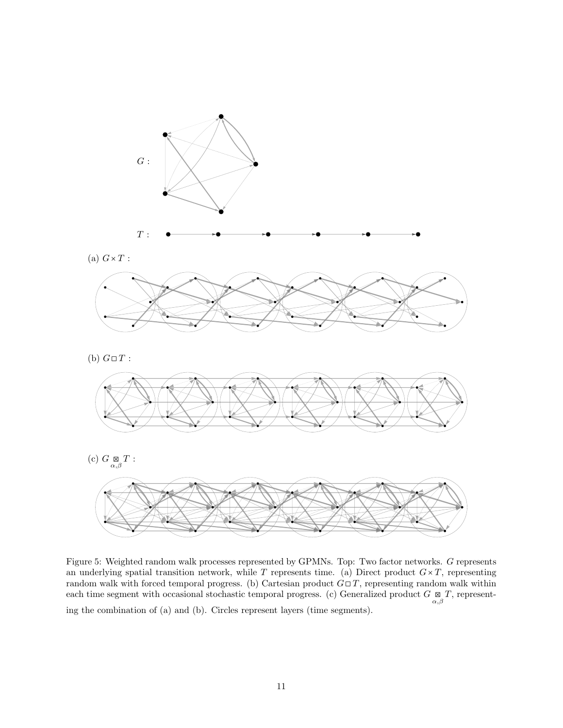$G$ :

$T$ :

(a) $G \times T$ :

(b) $G \,\square\, T$ :

(c) $G \underset{\alpha,\beta}{\boxtimes} T$ :

Figure 5: Weighted random walk processes represented by GPMNs. Top: Two factor networks. $G$ represents an underlying spatial transition network, while $T$ represents time. (a) Direct product $G \times T$, representing random walk with forced temporal progress. (b) Cartesian product $G \,\square\, T$, representing random walk within each time segment with occasional stochastic temporal progress. (c) Generalized product $G \underset{\alpha,\beta}{\boxtimes} T$, representing the combination of (a) and (b). Circles represent layers (time segments).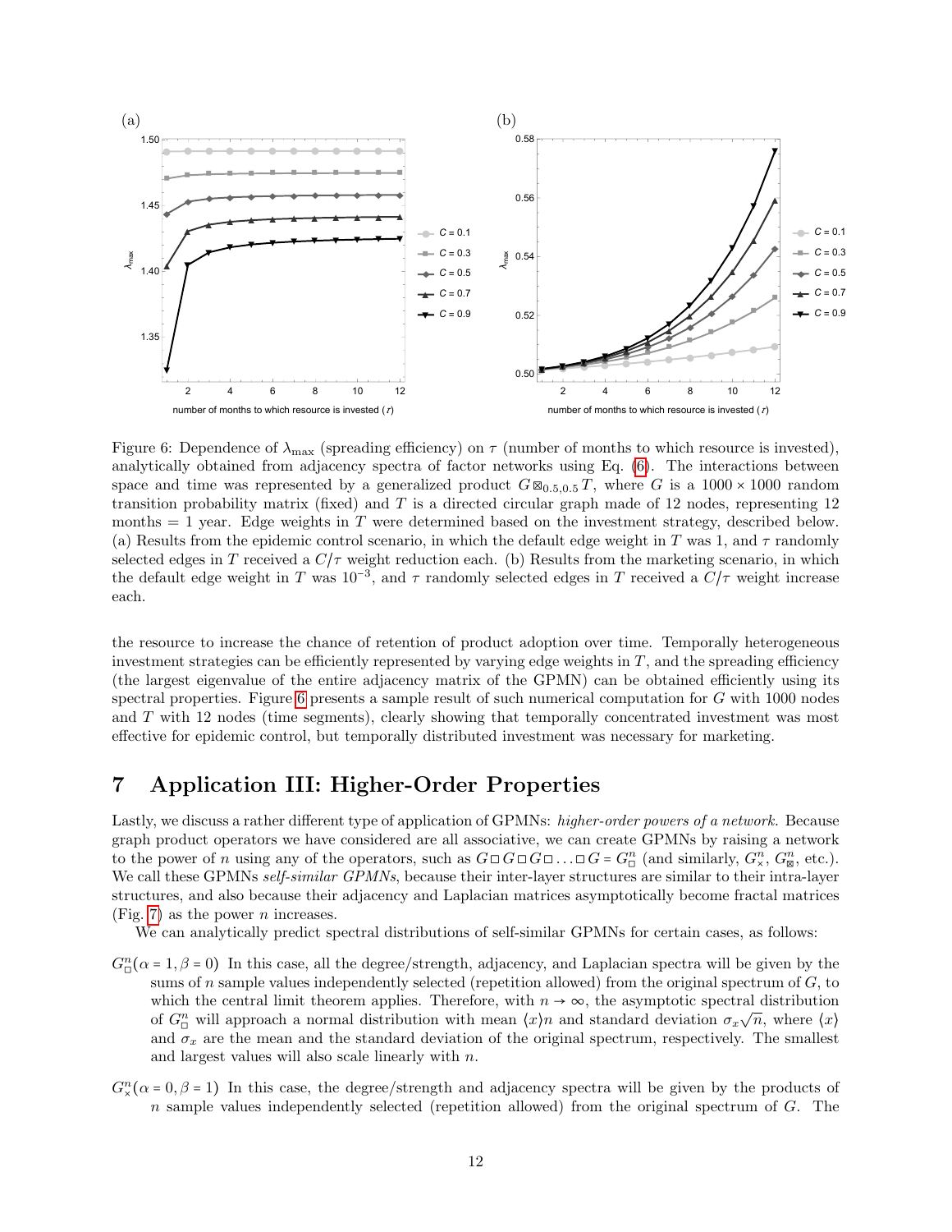Figure 6: Dependence of $\lambda_{\max}$ (spreading efficiency) on $\tau$ (number of months to which resource is invested), analytically obtained from adjacency spectra of factor networks using Eq. (6). The interactions between space and time was represented by a generalized product $G \boxtimes_{0.5,0.5} T$, where $G$ is a $1000 \times 1000$ random transition probability matrix (fixed) and $T$ is a directed circular graph made of 12 nodes, representing 12 months = 1 year. Edge weights in $T$ were determined based on the investment strategy, described below. (a) Results from the epidemic control scenario, in which the default edge weight in $T$ was 1, and $\tau$ randomly selected edges in $T$ received a $C/\tau$ weight reduction each. (b) Results from the marketing scenario, in which the default edge weight in $T$ was $10^{-3}$, and $\tau$ randomly selected edges in $T$ received a $C/\tau$ weight increase each.

the resource to increase the chance of retention of product adoption over time. Temporally heterogeneous investment strategies can be efficiently represented by varying edge weights in $T$, and the spreading efficiency (the largest eigenvalue of the entire adjacency matrix of the GPMN) can be obtained efficiently using its spectral properties. Figure 6 presents a sample result of such numerical computation for $G$ with 1000 nodes and $T$ with 12 nodes (time segments), clearly showing that temporally concentrated investment was most effective for epidemic control, but temporally distributed investment was necessary for marketing.

# 7 Application III: Higher-Order Properties

Lastly, we discuss a rather different type of application of GPMNs: *higher-order powers of a network*. Because graph product operators we have considered are all associative, we can create GPMNs by raising a network to the power of $n$ using any of the operators, such as $G \square G \square G \square \ldots \square G = G_\square^n$ (and similarly, $G_\times^n$, $G_\boxtimes^n$, etc.). We call these GPMNs *self-similar GPMNs*, because their inter-layer structures are similar to their intra-layer structures, and also because their adjacency and Laplacian matrices asymptotically become fractal matrices (Fig. 7) as the power $n$ increases.

We can analytically predict spectral distributions of self-similar GPMNs for certain cases, as follows:

$G_\square^n(\alpha = 1, \beta = 0)$ In this case, all the degree/strength, adjacency, and Laplacian spectra will be given by the sums of $n$ sample values independently selected (repetition allowed) from the original spectrum of $G$, to which the central limit theorem applies. Therefore, with $n \to \infty$, the asymptotic spectral distribution of $G_\square^n$ will approach a normal distribution with mean $\langle x \rangle n$ and standard deviation $\sigma_x \sqrt{n}$, where $\langle x \rangle$ and $\sigma_x$ are the mean and the standard deviation of the original spectrum, respectively. The smallest and largest values will also scale linearly with $n$.

$G_\times^n(\alpha = 0, \beta = 1)$ In this case, the degree/strength and adjacency spectra will be given by the products of $n$ sample values independently selected (repetition allowed) from the original spectrum of $G$. The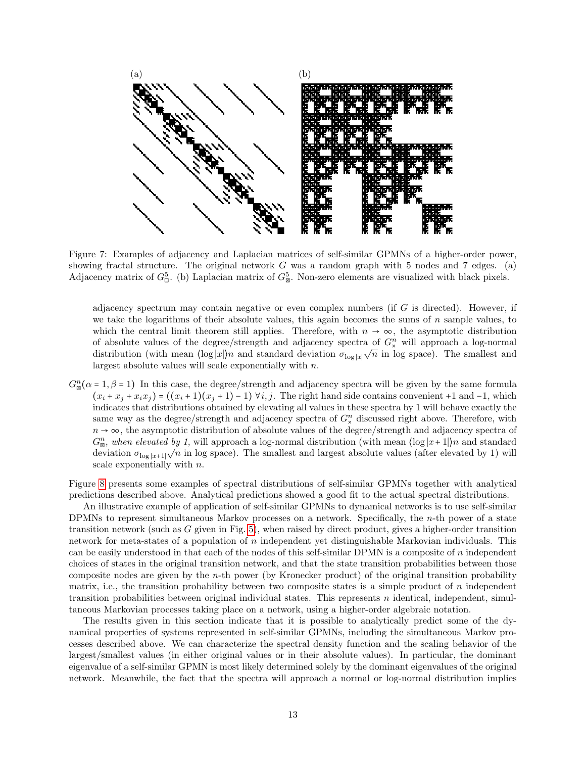(a) (b)

Figure 7: Examples of adjacency and Laplacian matrices of self-similar GPMNs of a higher-order power, showing fractal structure. The original network $G$ was a random graph with 5 nodes and 7 edges. (a) Adjacency matrix of $G^5_{\square}$. (b) Laplacian matrix of $G^5_{\boxtimes}$. Non-zero elements are visualized with black pixels.

adjacency spectrum may contain negative or even complex numbers (if $G$ is directed). However, if we take the logarithms of their absolute values, this again becomes the sums of $n$ sample values, to which the central limit theorem still applies. Therefore, with $n \to \infty$, the asymptotic distribution of absolute values of the degree/strength and adjacency spectra of $G^n_{\times}$ will approach a log-normal distribution (with mean $\langle \log |x| \rangle n$ and standard deviation $\sigma_{\log |x|}\sqrt{n}$ in log space). The smallest and largest absolute values will scale exponentially with $n$.

$G^n_{\boxtimes}(\alpha = 1, \beta = 1)$ In this case, the degree/strength and adjacency spectra will be given by the same formula $(x_i + x_j + x_i x_j) = ((x_i + 1)(x_j + 1) - 1)\ \forall i, j$. The right hand side contains convenient +1 and −1, which indicates that distributions obtained by elevating all values in these spectra by 1 will behave exactly the same way as the degree/strength and adjacency spectra of $G^n_{\times}$ discussed right above. Therefore, with $n \to \infty$, the asymptotic distribution of absolute values of the degree/strength and adjacency spectra of $G^n_{\boxtimes}$, *when elevated by 1*, will approach a log-normal distribution (with mean $\langle \log |x + 1| \rangle n$ and standard deviation $\sigma_{\log |x+1|}\sqrt{n}$ in log space). The smallest and largest absolute values (after elevated by 1) will scale exponentially with $n$.

Figure 8 presents some examples of spectral distributions of self-similar GPMNs together with analytical predictions described above. Analytical predictions showed a good fit to the actual spectral distributions.

An illustrative example of application of self-similar GPMNs to dynamical networks is to use self-similar DPMNs to represent simultaneous Markov processes on a network. Specifically, the $n$-th power of a state transition network (such as $G$ given in Fig. 5), when raised by direct product, gives a higher-order transition network for meta-states of a population of $n$ independent yet distinguishable Markovian individuals. This can be easily understood in that each of the nodes of this self-similar DPMN is a composite of $n$ independent choices of states in the original transition network, and that the state transition probabilities between those composite nodes are given by the $n$-th power (by Kronecker product) of the original transition probability matrix, i.e., the transition probability between two composite states is a simple product of $n$ independent transition probabilities between original individual states. This represents $n$ identical, independent, simultaneous Markovian processes taking place on a network, using a higher-order algebraic notation.

The results given in this section indicate that it is possible to analytically predict some of the dynamical properties of systems represented in self-similar GPMNs, including the simultaneous Markov processes described above. We can characterize the spectral density function and the scaling behavior of the largest/smallest values (in either original values or in their absolute values). In particular, the dominant eigenvalue of a self-similar GPMN is most likely determined solely by the dominant eigenvalues of the original network. Meanwhile, the fact that the spectra will approach a normal or log-normal distribution implies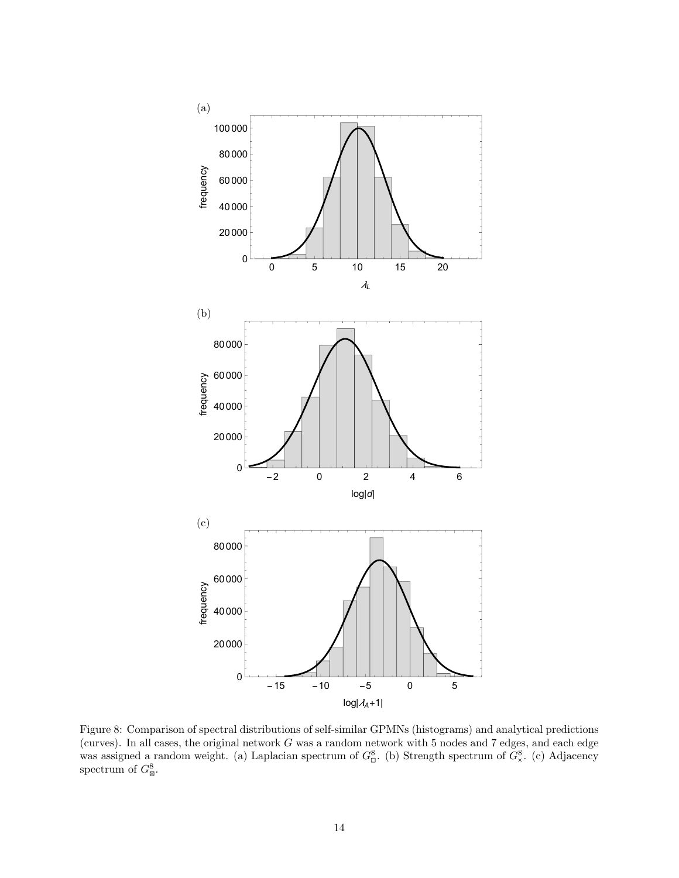Figure 8: Comparison of spectral distributions of self-similar GPMNs (histograms) and analytical predictions (curves). In all cases, the original network $G$ was a random network with 5 nodes and 7 edges, and each edge was assigned a random weight. (a) Laplacian spectrum of $G_{\square}^{8}$. (b) Strength spectrum of $G_{\times}^{8}$. (c) Adjacency spectrum of $G_{\boxtimes}^{8}$.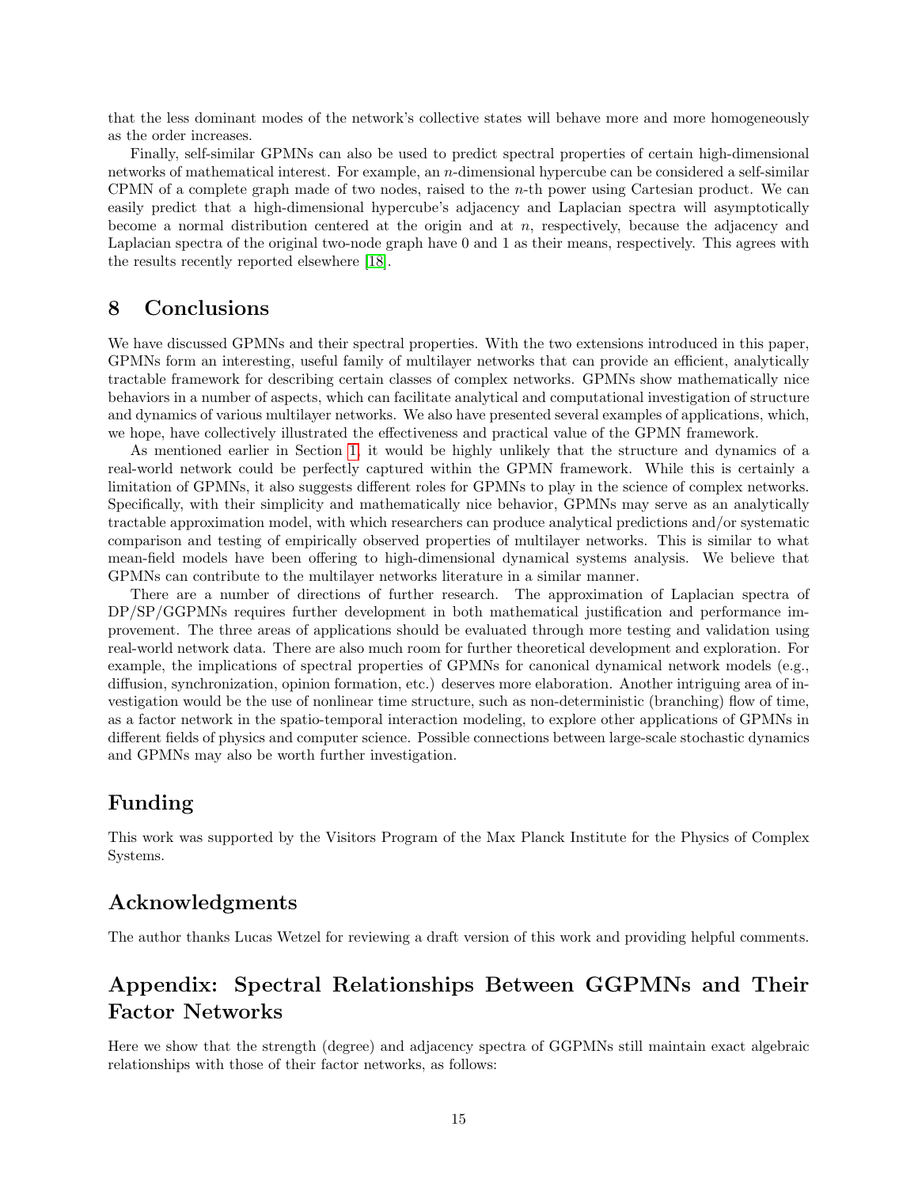that the less dominant modes of the network's collective states will behave more and more homogeneously as the order increases.

Finally, self-similar GPMNs can also be used to predict spectral properties of certain high-dimensional networks of mathematical interest. For example, an $n$-dimensional hypercube can be considered a self-similar CPMN of a complete graph made of two nodes, raised to the $n$-th power using Cartesian product. We can easily predict that a high-dimensional hypercube's adjacency and Laplacian spectra will asymptotically become a normal distribution centered at the origin and at $n$, respectively, because the adjacency and Laplacian spectra of the original two-node graph have 0 and 1 as their means, respectively. This agrees with the results recently reported elsewhere [18].

## 8 Conclusions

We have discussed GPMNs and their spectral properties. With the two extensions introduced in this paper, GPMNs form an interesting, useful family of multilayer networks that can provide an efficient, analytically tractable framework for describing certain classes of complex networks. GPMNs show mathematically nice behaviors in a number of aspects, which can facilitate analytical and computational investigation of structure and dynamics of various multilayer networks. We also have presented several examples of applications, which, we hope, have collectively illustrated the effectiveness and practical value of the GPMN framework.

As mentioned earlier in Section 1, it would be highly unlikely that the structure and dynamics of a real-world network could be perfectly captured within the GPMN framework. While this is certainly a limitation of GPMNs, it also suggests different roles for GPMNs to play in the science of complex networks. Specifically, with their simplicity and mathematically nice behavior, GPMNs may serve as an analytically tractable approximation model, with which researchers can produce analytical predictions and/or systematic comparison and testing of empirically observed properties of multilayer networks. This is similar to what mean-field models have been offering to high-dimensional dynamical systems analysis. We believe that GPMNs can contribute to the multilayer networks literature in a similar manner.

There are a number of directions of further research. The approximation of Laplacian spectra of DP/SP/GGPMNs requires further development in both mathematical justification and performance improvement. The three areas of applications should be evaluated through more testing and validation using real-world network data. There are also much room for further theoretical development and exploration. For example, the implications of spectral properties of GPMNs for canonical dynamical network models (e.g., diffusion, synchronization, opinion formation, etc.) deserves more elaboration. Another intriguing area of investigation would be the use of nonlinear time structure, such as non-deterministic (branching) flow of time, as a factor network in the spatio-temporal interaction modeling, to explore other applications of GPMNs in different fields of physics and computer science. Possible connections between large-scale stochastic dynamics and GPMNs may also be worth further investigation.

## Funding

This work was supported by the Visitors Program of the Max Planck Institute for the Physics of Complex Systems.

## Acknowledgments

The author thanks Lucas Wetzel for reviewing a draft version of this work and providing helpful comments.

## Appendix: Spectral Relationships Between GGPMNs and Their Factor Networks

Here we show that the strength (degree) and adjacency spectra of GGPMNs still maintain exact algebraic relationships with those of their factor networks, as follows: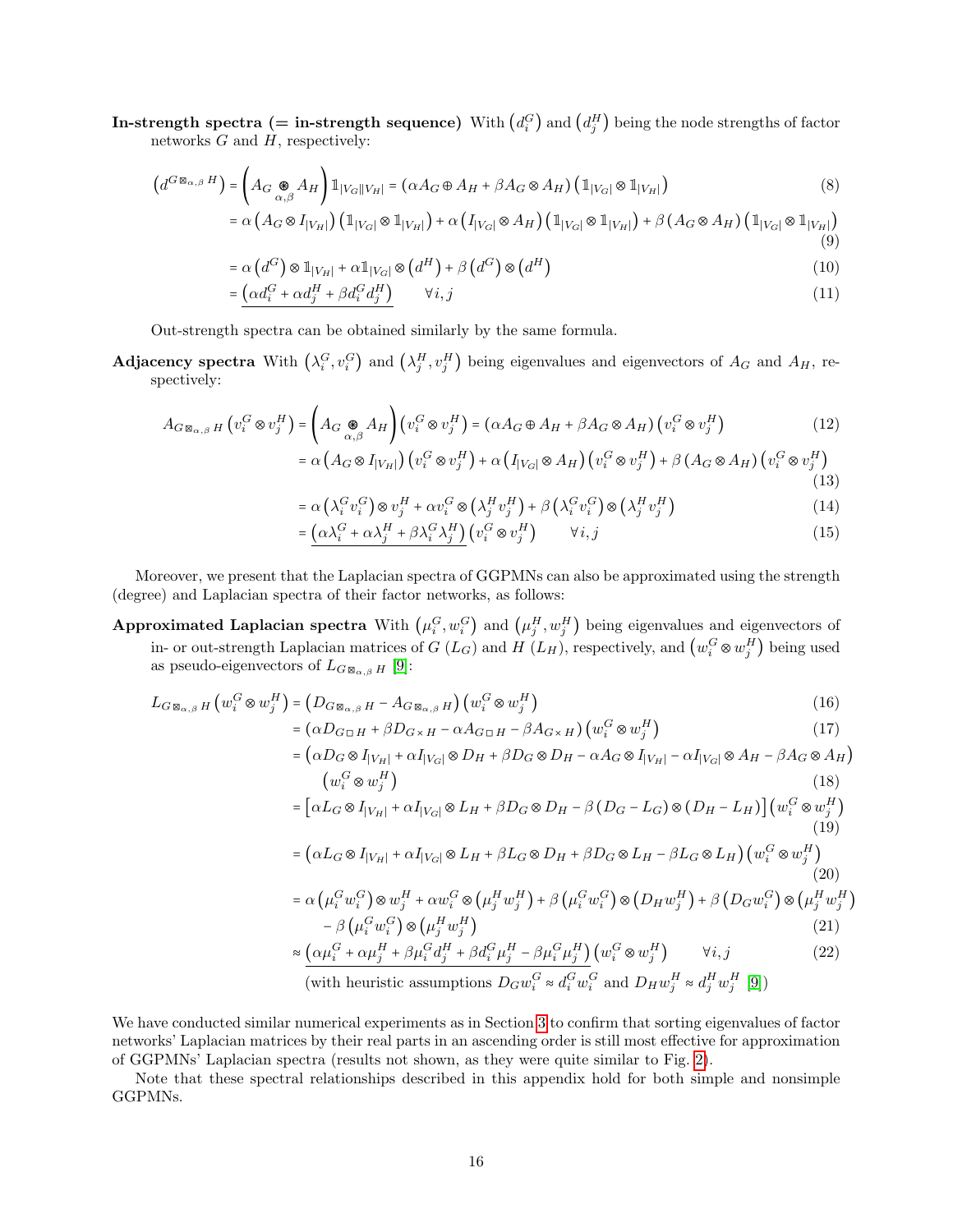**In-strength spectra (= in-strength sequence)** With $\left(d_i^G\right)$ and $\left(d_j^H\right)$ being the node strengths of factor networks $G$ and $H$, respectively:

$$\left(d^{G \boxtimes_{\alpha,\beta} H}\right) = \left(A_G \underset{\alpha,\beta}{\circledast} A_H\right) \mathbb{1}_{|V_G||V_H|} = \left(\alpha A_G \oplus A_H + \beta A_G \otimes A_H\right)\left(\mathbb{1}_{|V_G|} \otimes \mathbb{1}_{|V_H|}\right) \tag{8}$$

$$= \alpha\left(A_G \otimes I_{|V_H|}\right)\left(\mathbb{1}_{|V_G|} \otimes \mathbb{1}_{|V_H|}\right) + \alpha\left(I_{|V_G|} \otimes A_H\right)\left(\mathbb{1}_{|V_G|} \otimes \mathbb{1}_{|V_H|}\right) + \beta\left(A_G \otimes A_H\right)\left(\mathbb{1}_{|V_G|} \otimes \mathbb{1}_{|V_H|}\right) \tag{9}$$

$$= \alpha\left(d^G\right) \otimes \mathbb{1}_{|V_H|} + \alpha \mathbb{1}_{|V_G|} \otimes \left(d^H\right) + \beta\left(d^G\right) \otimes \left(d^H\right) \tag{10}$$

$$= \underline{\left(\alpha d_i^G + \alpha d_j^H + \beta d_i^G d_j^H\right)} \qquad \forall i, j \tag{11}$$

Out-strength spectra can be obtained similarly by the same formula.

**Adjacency spectra** With $\left(\lambda_i^G, v_i^G\right)$ and $\left(\lambda_j^H, v_j^H\right)$ being eigenvalues and eigenvectors of $A_G$ and $A_H$, respectively:

$$A_{G \boxtimes_{\alpha,\beta} H}\left(v_i^G \otimes v_j^H\right) = \left(A_G \underset{\alpha,\beta}{\circledast} A_H\right)\left(v_i^G \otimes v_j^H\right) = \left(\alpha A_G \oplus A_H + \beta A_G \otimes A_H\right)\left(v_i^G \otimes v_j^H\right) \tag{12}$$

$$= \alpha\left(A_G \otimes I_{|V_H|}\right)\left(v_i^G \otimes v_j^H\right) + \alpha\left(I_{|V_G|} \otimes A_H\right)\left(v_i^G \otimes v_j^H\right) + \beta\left(A_G \otimes A_H\right)\left(v_i^G \otimes v_j^H\right) \tag{13}$$

$$= \alpha\left(\lambda_i^G v_i^G\right) \otimes v_j^H + \alpha v_i^G \otimes \left(\lambda_j^H v_j^H\right) + \beta\left(\lambda_i^G v_i^G\right) \otimes \left(\lambda_j^H v_j^H\right) \tag{14}$$

$$= \underline{\left(\alpha \lambda_i^G + \alpha \lambda_j^H + \beta \lambda_i^G \lambda_j^H\right)}\left(v_i^G \otimes v_j^H\right) \qquad \forall i, j \tag{15}$$

Moreover, we present that the Laplacian spectra of GGPMNs can also be approximated using the strength (degree) and Laplacian spectra of their factor networks, as follows:

**Approximated Laplacian spectra** With $\left(\mu_i^G, w_i^G\right)$ and $\left(\mu_j^H, w_j^H\right)$ being eigenvalues and eigenvectors of in- or out-strength Laplacian matrices of $G$ ($L_G$) and $H$ ($L_H$), respectively, and $\left(w_i^G \otimes w_j^H\right)$ being used as pseudo-eigenvectors of $L_{G \boxtimes_{\alpha,\beta} H}$ [9]:

$$L_{G \boxtimes_{\alpha,\beta} H}\left(w_i^G \otimes w_j^H\right) = \left(D_{G \boxtimes_{\alpha,\beta} H} - A_{G \boxtimes_{\alpha,\beta} H}\right)\left(w_i^G \otimes w_j^H\right) \tag{16}$$

$$= \left(\alpha D_{G \square H} + \beta D_{G \times H} - \alpha A_{G \square H} - \beta A_{G \times H}\right)\left(w_i^G \otimes w_j^H\right) \tag{17}$$

$$= \left(\alpha D_G \otimes I_{|V_H|} + \alpha I_{|V_G|} \otimes D_H + \beta D_G \otimes D_H - \alpha A_G \otimes I_{|V_H|} - \alpha I_{|V_G|} \otimes A_H - \beta A_G \otimes A_H\right)\left(w_i^G \otimes w_j^H\right) \tag{18}$$

$$= \left[\alpha L_G \otimes I_{|V_H|} + \alpha I_{|V_G|} \otimes L_H + \beta D_G \otimes D_H - \beta\left(D_G - L_G\right) \otimes \left(D_H - L_H\right)\right]\left(w_i^G \otimes w_j^H\right) \tag{19}$$

$$= \left(\alpha L_G \otimes I_{|V_H|} + \alpha I_{|V_G|} \otimes L_H + \beta L_G \otimes D_H + \beta D_G \otimes L_H - \beta L_G \otimes L_H\right)\left(w_i^G \otimes w_j^H\right) \tag{20}$$

$$= \alpha\left(\mu_i^G w_i^G\right) \otimes w_j^H + \alpha w_i^G \otimes \left(\mu_j^H w_j^H\right) + \beta\left(\mu_i^G w_i^G\right) \otimes \left(D_H w_j^H\right) + \beta\left(D_G w_i^G\right) \otimes \left(\mu_j^H w_j^H\right) - \beta\left(\mu_i^G w_i^G\right) \otimes \left(\mu_j^H w_j^H\right) \tag{21}$$

$$\approx \underline{\left(\alpha \mu_i^G + \alpha \mu_j^H + \beta \mu_i^G d_j^H + \beta d_i^G \mu_j^H - \beta \mu_i^G \mu_j^H\right)}\left(w_i^G \otimes w_j^H\right) \qquad \forall i, j \tag{22}$$

(with heuristic assumptions $D_G w_i^G \approx d_i^G w_i^G$ and $D_H w_j^H \approx d_j^H w_j^H$ [9])

We have conducted similar numerical experiments as in Section 3 to confirm that sorting eigenvalues of factor networks' Laplacian matrices by their real parts in an ascending order is still most effective for approximation of GGPMNs' Laplacian spectra (results not shown, as they were quite similar to Fig. 2).

Note that these spectral relationships described in this appendix hold for both simple and nonsimple GGPMNs.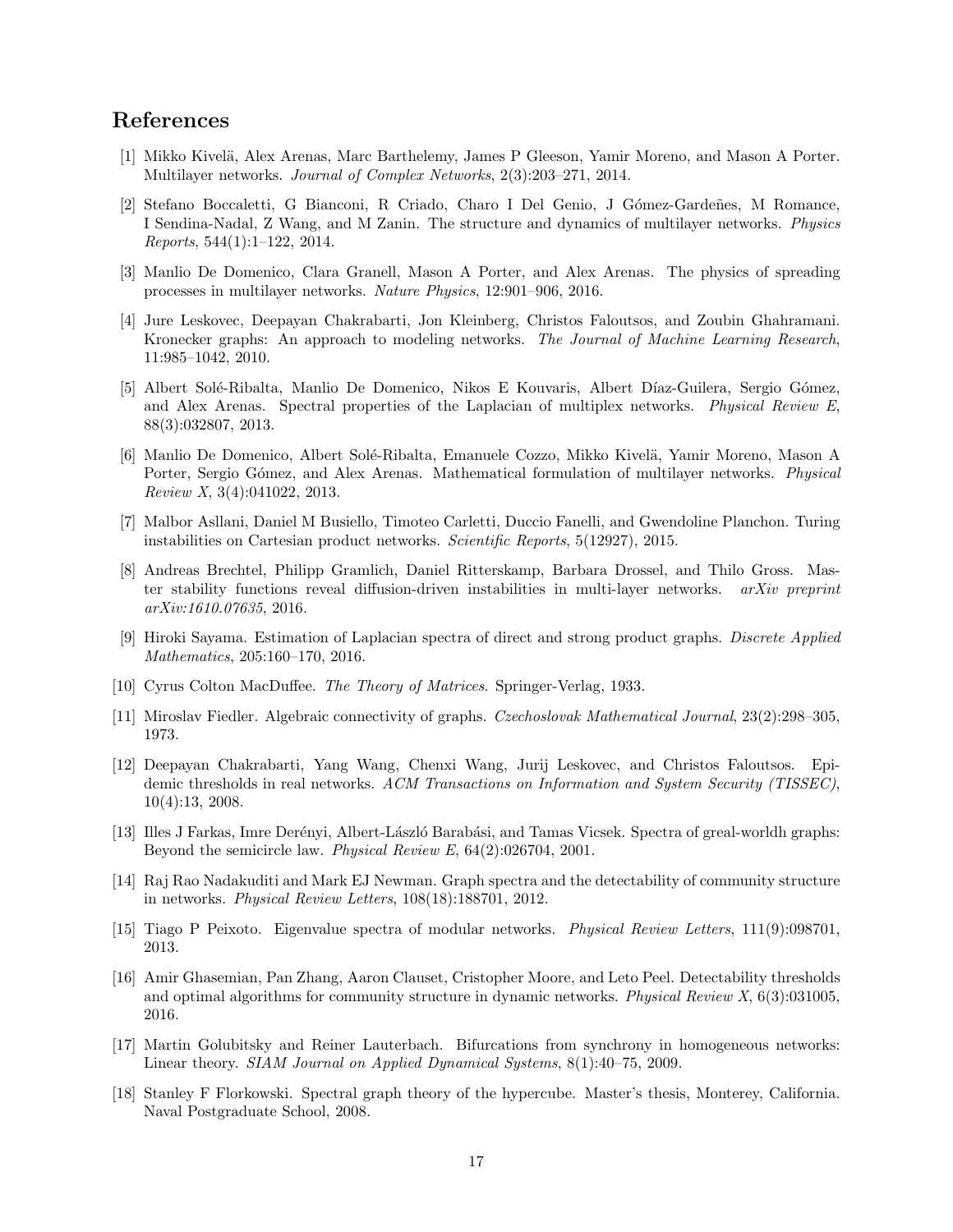## References

[1] Mikko Kivelä, Alex Arenas, Marc Barthelemy, James P Gleeson, Yamir Moreno, and Mason A Porter. Multilayer networks. *Journal of Complex Networks*, 2(3):203–271, 2014.

[2] Stefano Boccaletti, G Bianconi, R Criado, Charo I Del Genio, J Gómez-Gardeñes, M Romance, I Sendina-Nadal, Z Wang, and M Zanin. The structure and dynamics of multilayer networks. *Physics Reports*, 544(1):1–122, 2014.

[3] Manlio De Domenico, Clara Granell, Mason A Porter, and Alex Arenas. The physics of spreading processes in multilayer networks. *Nature Physics*, 12:901–906, 2016.

[4] Jure Leskovec, Deepayan Chakrabarti, Jon Kleinberg, Christos Faloutsos, and Zoubin Ghahramani. Kronecker graphs: An approach to modeling networks. *The Journal of Machine Learning Research*, 11:985–1042, 2010.

[5] Albert Solé-Ribalta, Manlio De Domenico, Nikos E Kouvaris, Albert Díaz-Guilera, Sergio Gómez, and Alex Arenas. Spectral properties of the Laplacian of multiplex networks. *Physical Review E*, 88(3):032807, 2013.

[6] Manlio De Domenico, Albert Solé-Ribalta, Emanuele Cozzo, Mikko Kivelä, Yamir Moreno, Mason A Porter, Sergio Gómez, and Alex Arenas. Mathematical formulation of multilayer networks. *Physical Review X*, 3(4):041022, 2013.

[7] Malbor Asllani, Daniel M Busiello, Timoteo Carletti, Duccio Fanelli, and Gwendoline Planchon. Turing instabilities on Cartesian product networks. *Scientific Reports*, 5(12927), 2015.

[8] Andreas Brechtel, Philipp Gramlich, Daniel Ritterskamp, Barbara Drossel, and Thilo Gross. Master stability functions reveal diffusion-driven instabilities in multi-layer networks. *arXiv preprint arXiv:1610.07635*, 2016.

[9] Hiroki Sayama. Estimation of Laplacian spectra of direct and strong product graphs. *Discrete Applied Mathematics*, 205:160–170, 2016.

[10] Cyrus Colton MacDuffee. *The Theory of Matrices*. Springer-Verlag, 1933.

[11] Miroslav Fiedler. Algebraic connectivity of graphs. *Czechoslovak Mathematical Journal*, 23(2):298–305, 1973.

[12] Deepayan Chakrabarti, Yang Wang, Chenxi Wang, Jurij Leskovec, and Christos Faloutsos. Epidemic thresholds in real networks. *ACM Transactions on Information and System Security (TISSEC)*, 10(4):13, 2008.

[13] Illes J Farkas, Imre Derényi, Albert-László Barabási, and Tamas Vicsek. Spectra of greal-worldh graphs: Beyond the semicircle law. *Physical Review E*, 64(2):026704, 2001.

[14] Raj Rao Nadakuditi and Mark EJ Newman. Graph spectra and the detectability of community structure in networks. *Physical Review Letters*, 108(18):188701, 2012.

[15] Tiago P Peixoto. Eigenvalue spectra of modular networks. *Physical Review Letters*, 111(9):098701, 2013.

[16] Amir Ghasemian, Pan Zhang, Aaron Clauset, Cristopher Moore, and Leto Peel. Detectability thresholds and optimal algorithms for community structure in dynamic networks. *Physical Review X*, 6(3):031005, 2016.

[17] Martin Golubitsky and Reiner Lauterbach. Bifurcations from synchrony in homogeneous networks: Linear theory. *SIAM Journal on Applied Dynamical Systems*, 8(1):40–75, 2009.

[18] Stanley F Florkowski. Spectral graph theory of the hypercube. Master's thesis, Monterey, California. Naval Postgraduate School, 2008.